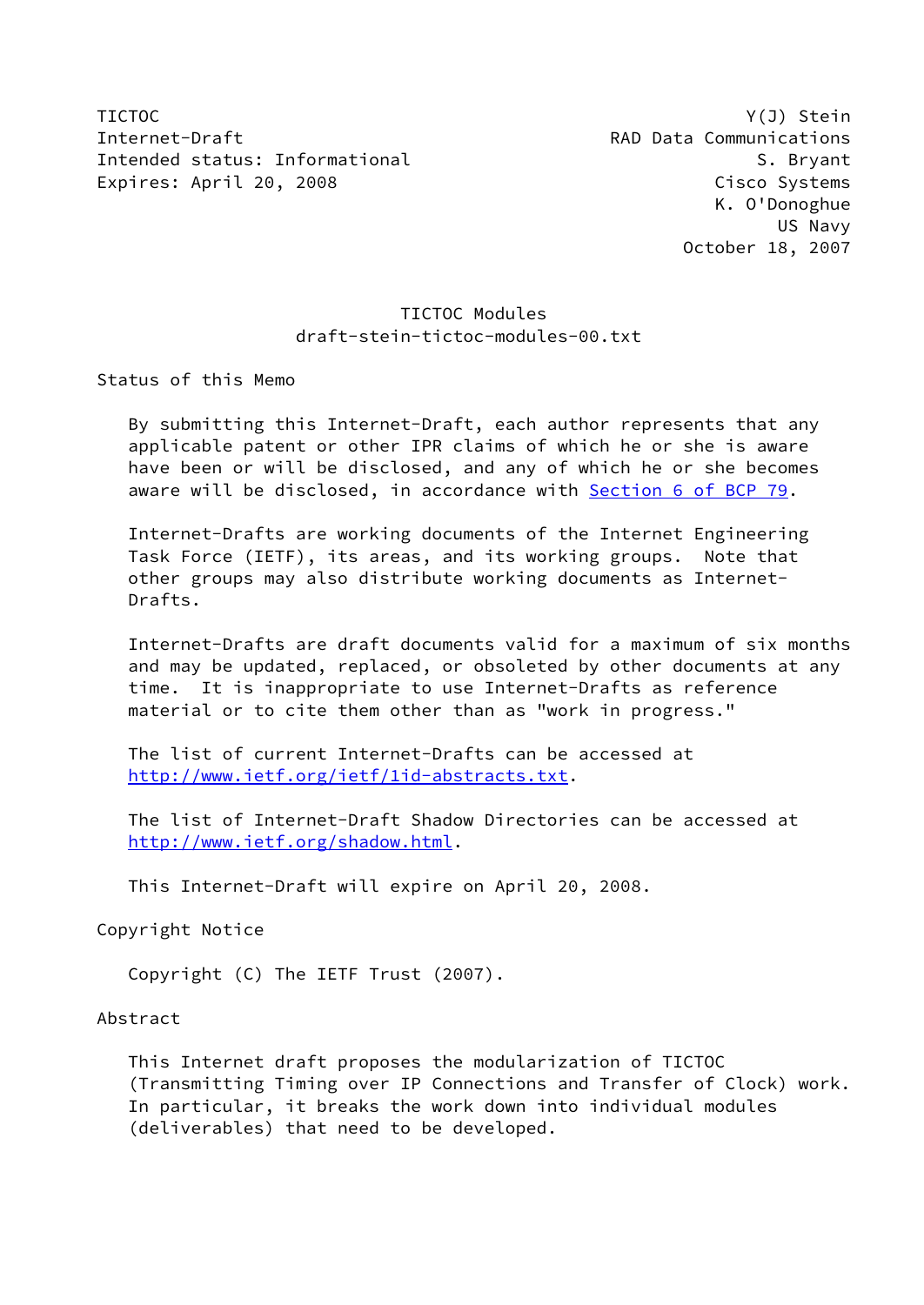TICTOC Y(J) Stein
Internet-Draft RAD Data Communications
Intended status: Informational S. Bryant
Expires: April 20, 2008 Cisco Systems
K. O'Donoghue
US Navy
October 18, 2007

# TICTOC Modules
## draft-stein-tictoc-modules-00.txt

## Status of this Memo

By submitting this Internet-Draft, each author represents that any applicable patent or other IPR claims of which he or she is aware have been or will be disclosed, and any of which he or she becomes aware will be disclosed, in accordance with Section 6 of BCP 79.

Internet-Drafts are working documents of the Internet Engineering Task Force (IETF), its areas, and its working groups. Note that other groups may also distribute working documents as Internet-Drafts.

Internet-Drafts are draft documents valid for a maximum of six months and may be updated, replaced, or obsoleted by other documents at any time. It is inappropriate to use Internet-Drafts as reference material or to cite them other than as "work in progress."

The list of current Internet-Drafts can be accessed at http://www.ietf.org/ietf/1id-abstracts.txt.

The list of Internet-Draft Shadow Directories can be accessed at http://www.ietf.org/shadow.html.

This Internet-Draft will expire on April 20, 2008.

## Copyright Notice

Copyright (C) The IETF Trust (2007).

## Abstract

This Internet draft proposes the modularization of TICTOC (Transmitting Timing over IP Connections and Transfer of Clock) work. In particular, it breaks the work down into individual modules (deliverables) that need to be developed.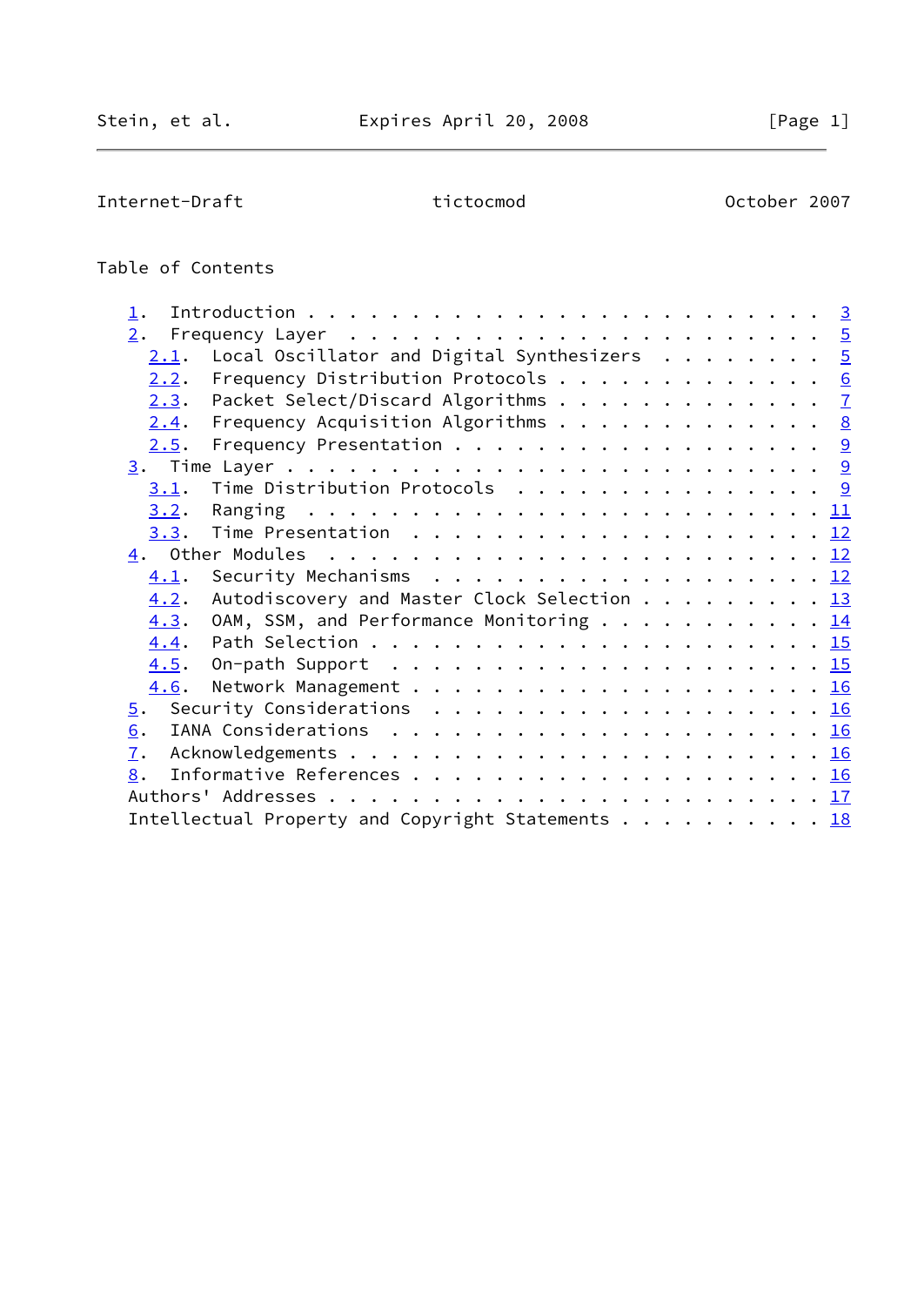Table of Contents

1. Introduction . . . . . . . . . . . . . . . . . . . . . . . . . 3
2. Frequency Layer . . . . . . . . . . . . . . . . . . . . . . . 5
   2.1. Local Oscillator and Digital Synthesizers . . . . . . . . 5
   2.2. Frequency Distribution Protocols . . . . . . . . . . . . . 6
   2.3. Packet Select/Discard Algorithms . . . . . . . . . . . . . 7
   2.4. Frequency Acquisition Algorithms . . . . . . . . . . . . . 8
   2.5. Frequency Presentation . . . . . . . . . . . . . . . . . . 9
3. Time Layer . . . . . . . . . . . . . . . . . . . . . . . . . . 9
   3.1. Time Distribution Protocols . . . . . . . . . . . . . . . 9
   3.2. Ranging . . . . . . . . . . . . . . . . . . . . . . . . . 11
   3.3. Time Presentation . . . . . . . . . . . . . . . . . . . . 12
4. Other Modules . . . . . . . . . . . . . . . . . . . . . . . . 12
   4.1. Security Mechanisms . . . . . . . . . . . . . . . . . . . 12
   4.2. Autodiscovery and Master Clock Selection . . . . . . . . . 13
   4.3. OAM, SSM, and Performance Monitoring . . . . . . . . . . . 14
   4.4. Path Selection . . . . . . . . . . . . . . . . . . . . . . 15
   4.5. On-path Support . . . . . . . . . . . . . . . . . . . . . 15
   4.6. Network Management . . . . . . . . . . . . . . . . . . . . 16
5. Security Considerations . . . . . . . . . . . . . . . . . . . 16
6. IANA Considerations . . . . . . . . . . . . . . . . . . . . . 16
7. Acknowledgements . . . . . . . . . . . . . . . . . . . . . . . 16
8. Informative References . . . . . . . . . . . . . . . . . . . . 16
Authors' Addresses . . . . . . . . . . . . . . . . . . . . . . . . 17
Intellectual Property and Copyright Statements . . . . . . . . . . 18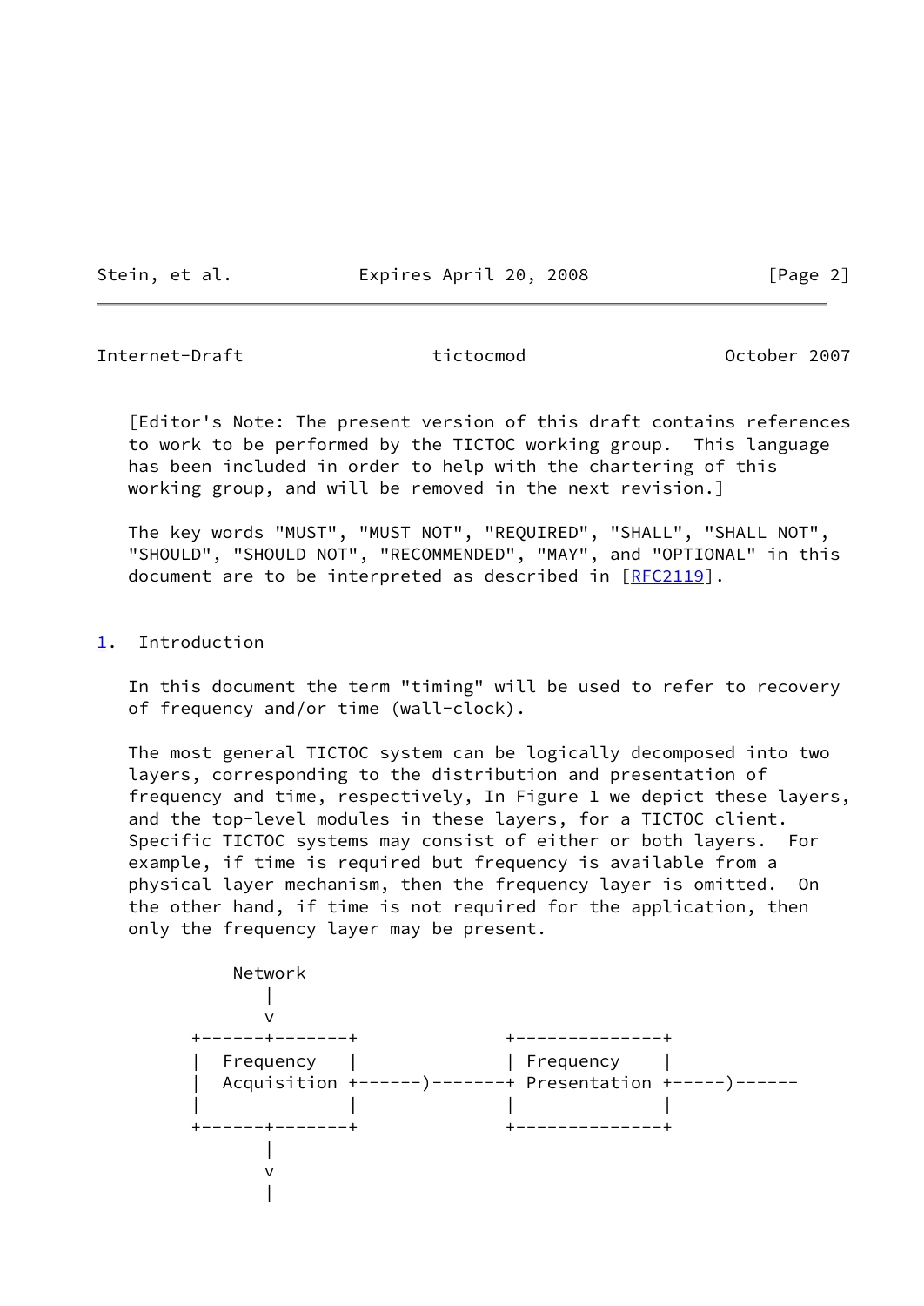[Editor's Note: The present version of this draft contains references to work to be performed by the TICTOC working group. This language has been included in order to help with the chartering of this working group, and will be removed in the next revision.]

The key words "MUST", "MUST NOT", "REQUIRED", "SHALL", "SHALL NOT", "SHOULD", "SHOULD NOT", "RECOMMENDED", "MAY", and "OPTIONAL" in this document are to be interpreted as described in [RFC2119].

## 1. Introduction

In this document the term "timing" will be used to refer to recovery of frequency and/or time (wall-clock).

The most general TICTOC system can be logically decomposed into two layers, corresponding to the distribution and presentation of frequency and time, respectively, In Figure 1 we depict these layers, and the top-level modules in these layers, for a TICTOC client. Specific TICTOC systems may consist of either or both layers. For example, if time is required but frequency is available from a physical layer mechanism, then the frequency layer is omitted. On the other hand, if time is not required for the application, then only the frequency layer may be present.

```
          Network
             |
             v
      +------+-------+             +--------------+
      |  Frequency   |             | Frequency    |
      |  Acquisition +-------)-------+ Presentation +-----)------
      |              |             |              |
      +------+-------+             +--------------+
             |
             v
             |
```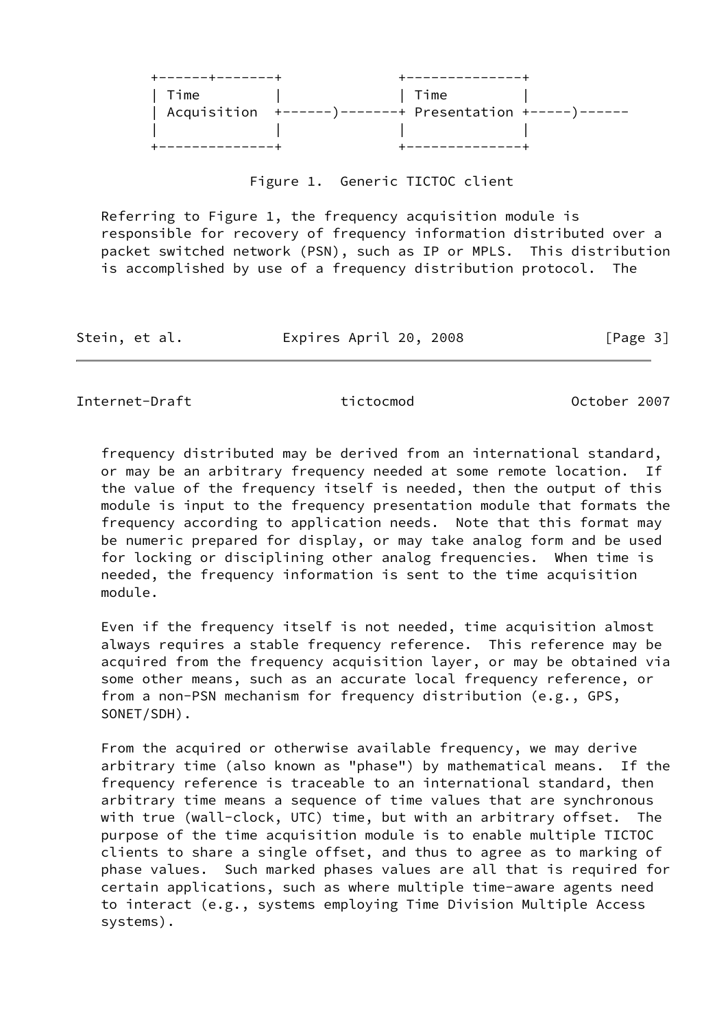```
     +------+-------+            +--------------+
     | Time         |            | Time         |
     | Acquisition  +------)-------+ Presentation +-----)------
     |              |            |              |
     +--------------+            +--------------+
```

Figure 1. Generic TICTOC client

Referring to Figure 1, the frequency acquisition module is responsible for recovery of frequency information distributed over a packet switched network (PSN), such as IP or MPLS. This distribution is accomplished by use of a frequency distribution protocol. The frequency distributed may be derived from an international standard, or may be an arbitrary frequency needed at some remote location. If the value of the frequency itself is needed, then the output of this module is input to the frequency presentation module that formats the frequency according to application needs. Note that this format may be numeric prepared for display, or may take analog form and be used for locking or disciplining other analog frequencies. When time is needed, the frequency information is sent to the time acquisition module.

Even if the frequency itself is not needed, time acquisition almost always requires a stable frequency reference. This reference may be acquired from the frequency acquisition layer, or may be obtained via some other means, such as an accurate local frequency reference, or from a non-PSN mechanism for frequency distribution (e.g., GPS, SONET/SDH).

From the acquired or otherwise available frequency, we may derive arbitrary time (also known as "phase") by mathematical means. If the frequency reference is traceable to an international standard, then arbitrary time means a sequence of time values that are synchronous with true (wall-clock, UTC) time, but with an arbitrary offset. The purpose of the time acquisition module is to enable multiple TICTOC clients to share a single offset, and thus to agree as to marking of phase values. Such marked phases values are all that is required for certain applications, such as where multiple time-aware agents need to interact (e.g., systems employing Time Division Multiple Access systems).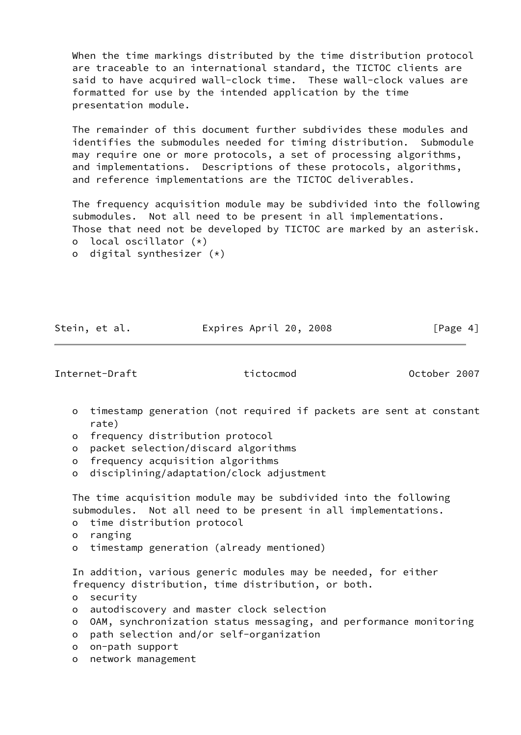When the time markings distributed by the time distribution protocol are traceable to an international standard, the TICTOC clients are said to have acquired wall-clock time. These wall-clock values are formatted for use by the intended application by the time presentation module.

The remainder of this document further subdivides these modules and identifies the submodules needed for timing distribution. Submodule may require one or more protocols, a set of processing algorithms, and implementations. Descriptions of these protocols, algorithms, and reference implementations are the TICTOC deliverables.

The frequency acquisition module may be subdivided into the following submodules. Not all need to be present in all implementations. Those that need not be developed by TICTOC are marked by an asterisk.

- local oscillator (*)
- digital synthesizer (*)
- timestamp generation (not required if packets are sent at constant rate)
- frequency distribution protocol
- packet selection/discard algorithms
- frequency acquisition algorithms
- disciplining/adaptation/clock adjustment

The time acquisition module may be subdivided into the following submodules. Not all need to be present in all implementations.

- time distribution protocol
- ranging
- timestamp generation (already mentioned)

In addition, various generic modules may be needed, for either frequency distribution, time distribution, or both.

- security
- autodiscovery and master clock selection
- OAM, synchronization status messaging, and performance monitoring
- path selection and/or self-organization
- on-path support
- network management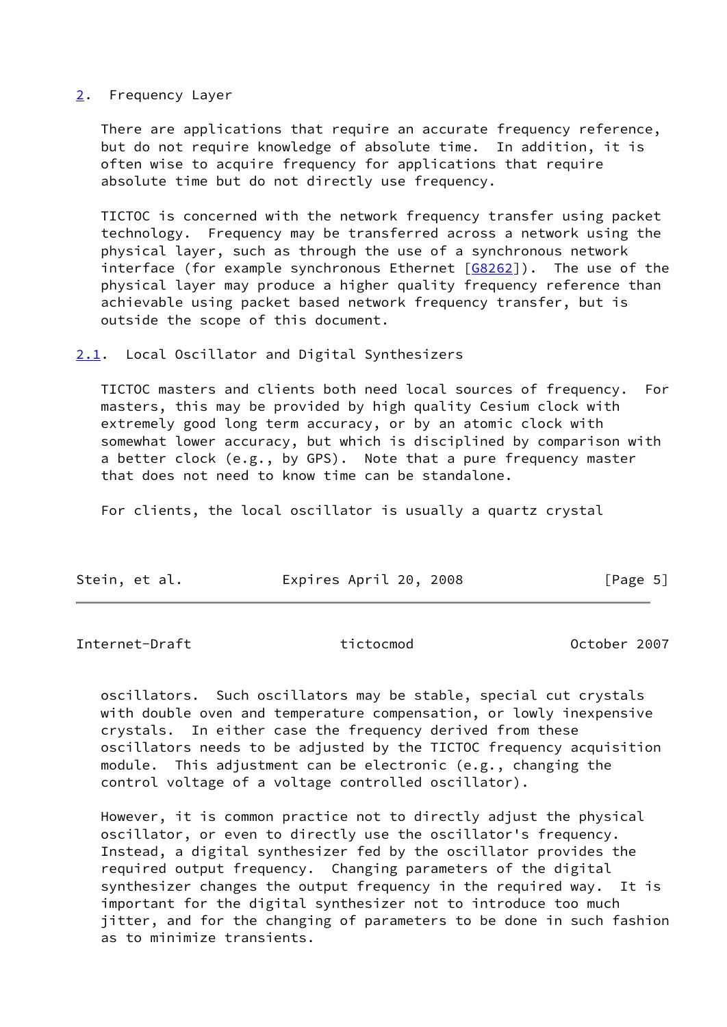## 2. Frequency Layer

There are applications that require an accurate frequency reference, but do not require knowledge of absolute time. In addition, it is often wise to acquire frequency for applications that require absolute time but do not directly use frequency.

TICTOC is concerned with the network frequency transfer using packet technology. Frequency may be transferred across a network using the physical layer, such as through the use of a synchronous network interface (for example synchronous Ethernet [G8262]). The use of the physical layer may produce a higher quality frequency reference than achievable using packet based network frequency transfer, but is outside the scope of this document.

### 2.1. Local Oscillator and Digital Synthesizers

TICTOC masters and clients both need local sources of frequency. For masters, this may be provided by high quality Cesium clock with extremely good long term accuracy, or by an atomic clock with somewhat lower accuracy, but which is disciplined by comparison with a better clock (e.g., by GPS). Note that a pure frequency master that does not need to know time can be standalone.

For clients, the local oscillator is usually a quartz crystal oscillators. Such oscillators may be stable, special cut crystals with double oven and temperature compensation, or lowly inexpensive crystals. In either case the frequency derived from these oscillators needs to be adjusted by the TICTOC frequency acquisition module. This adjustment can be electronic (e.g., changing the control voltage of a voltage controlled oscillator).

However, it is common practice not to directly adjust the physical oscillator, or even to directly use the oscillator's frequency. Instead, a digital synthesizer fed by the oscillator provides the required output frequency. Changing parameters of the digital synthesizer changes the output frequency in the required way. It is important for the digital synthesizer not to introduce too much jitter, and for the changing of parameters to be done in such fashion as to minimize transients.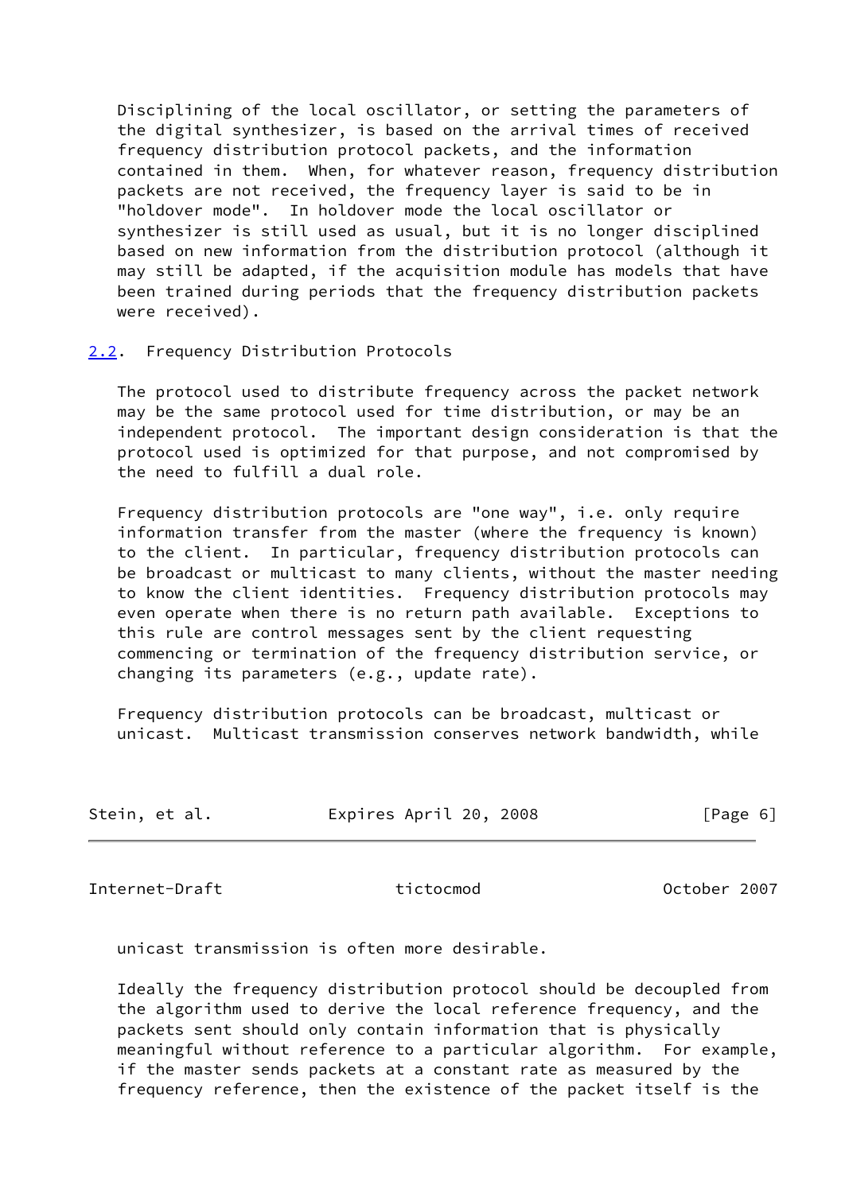Disciplining of the local oscillator, or setting the parameters of the digital synthesizer, is based on the arrival times of received frequency distribution protocol packets, and the information contained in them. When, for whatever reason, frequency distribution packets are not received, the frequency layer is said to be in "holdover mode". In holdover mode the local oscillator or synthesizer is still used as usual, but it is no longer disciplined based on new information from the distribution protocol (although it may still be adapted, if the acquisition module has models that have been trained during periods that the frequency distribution packets were received).

## 2.2. Frequency Distribution Protocols

The protocol used to distribute frequency across the packet network may be the same protocol used for time distribution, or may be an independent protocol. The important design consideration is that the protocol used is optimized for that purpose, and not compromised by the need to fulfill a dual role.

Frequency distribution protocols are "one way", i.e. only require information transfer from the master (where the frequency is known) to the client. In particular, frequency distribution protocols can be broadcast or multicast to many clients, without the master needing to know the client identities. Frequency distribution protocols may even operate when there is no return path available. Exceptions to this rule are control messages sent by the client requesting commencing or termination of the frequency distribution service, or changing its parameters (e.g., update rate).

Frequency distribution protocols can be broadcast, multicast or unicast. Multicast transmission conserves network bandwidth, while unicast transmission is often more desirable.

Ideally the frequency distribution protocol should be decoupled from the algorithm used to derive the local reference frequency, and the packets sent should only contain information that is physically meaningful without reference to a particular algorithm. For example, if the master sends packets at a constant rate as measured by the frequency reference, then the existence of the packet itself is the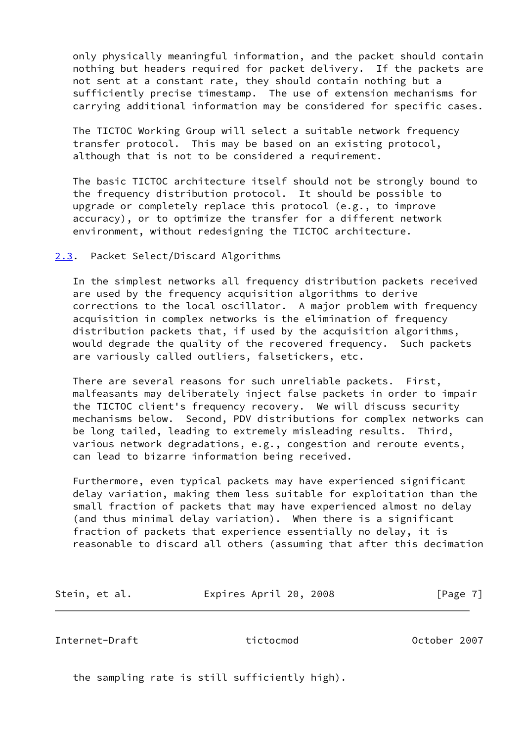only physically meaningful information, and the packet should contain nothing but headers required for packet delivery. If the packets are not sent at a constant rate, they should contain nothing but a sufficiently precise timestamp. The use of extension mechanisms for carrying additional information may be considered for specific cases.

The TICTOC Working Group will select a suitable network frequency transfer protocol. This may be based on an existing protocol, although that is not to be considered a requirement.

The basic TICTOC architecture itself should not be strongly bound to the frequency distribution protocol. It should be possible to upgrade or completely replace this protocol (e.g., to improve accuracy), or to optimize the transfer for a different network environment, without redesigning the TICTOC architecture.

### 2.3. Packet Select/Discard Algorithms

In the simplest networks all frequency distribution packets received are used by the frequency acquisition algorithms to derive corrections to the local oscillator. A major problem with frequency acquisition in complex networks is the elimination of frequency distribution packets that, if used by the acquisition algorithms, would degrade the quality of the recovered frequency. Such packets are variously called outliers, falsetickers, etc.

There are several reasons for such unreliable packets. First, malfeasants may deliberately inject false packets in order to impair the TICTOC client's frequency recovery. We will discuss security mechanisms below. Second, PDV distributions for complex networks can be long tailed, leading to extremely misleading results. Third, various network degradations, e.g., congestion and reroute events, can lead to bizarre information being received.

Furthermore, even typical packets may have experienced significant delay variation, making them less suitable for exploitation than the small fraction of packets that may have experienced almost no delay (and thus minimal delay variation). When there is a significant fraction of packets that experience essentially no delay, it is reasonable to discard all others (assuming that after this decimation the sampling rate is still sufficiently high).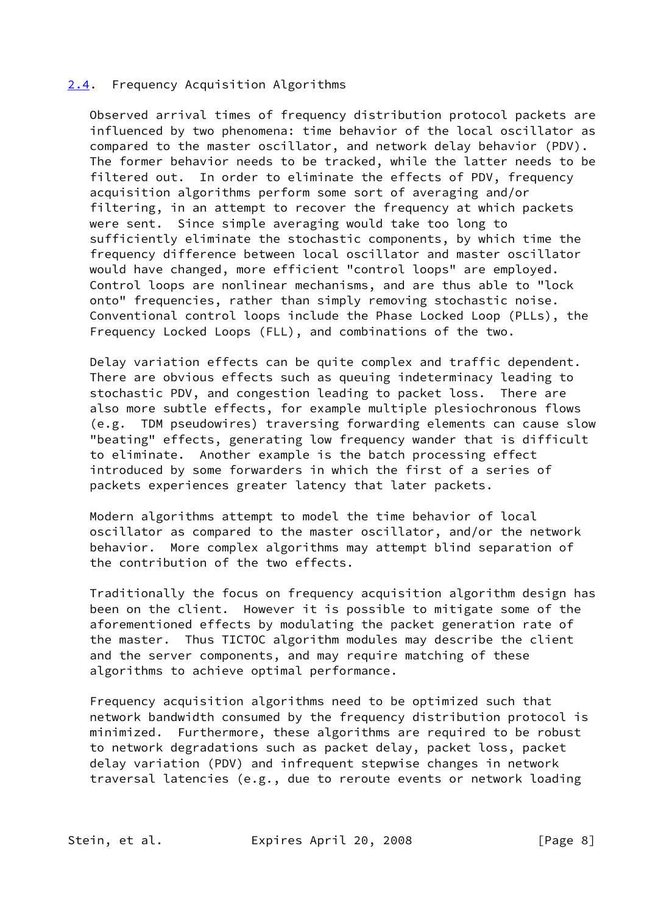## 2.4. Frequency Acquisition Algorithms

Observed arrival times of frequency distribution protocol packets are influenced by two phenomena: time behavior of the local oscillator as compared to the master oscillator, and network delay behavior (PDV). The former behavior needs to be tracked, while the latter needs to be filtered out. In order to eliminate the effects of PDV, frequency acquisition algorithms perform some sort of averaging and/or filtering, in an attempt to recover the frequency at which packets were sent. Since simple averaging would take too long to sufficiently eliminate the stochastic components, by which time the frequency difference between local oscillator and master oscillator would have changed, more efficient "control loops" are employed. Control loops are nonlinear mechanisms, and are thus able to "lock onto" frequencies, rather than simply removing stochastic noise. Conventional control loops include the Phase Locked Loop (PLLs), the Frequency Locked Loops (FLL), and combinations of the two.

Delay variation effects can be quite complex and traffic dependent. There are obvious effects such as queuing indeterminacy leading to stochastic PDV, and congestion leading to packet loss. There are also more subtle effects, for example multiple plesiochronous flows (e.g. TDM pseudowires) traversing forwarding elements can cause slow "beating" effects, generating low frequency wander that is difficult to eliminate. Another example is the batch processing effect introduced by some forwarders in which the first of a series of packets experiences greater latency that later packets.

Modern algorithms attempt to model the time behavior of local oscillator as compared to the master oscillator, and/or the network behavior. More complex algorithms may attempt blind separation of the contribution of the two effects.

Traditionally the focus on frequency acquisition algorithm design has been on the client. However it is possible to mitigate some of the aforementioned effects by modulating the packet generation rate of the master. Thus TICTOC algorithm modules may describe the client and the server components, and may require matching of these algorithms to achieve optimal performance.

Frequency acquisition algorithms need to be optimized such that network bandwidth consumed by the frequency distribution protocol is minimized. Furthermore, these algorithms are required to be robust to network degradations such as packet delay, packet loss, packet delay variation (PDV) and infrequent stepwise changes in network traversal latencies (e.g., due to reroute events or network loading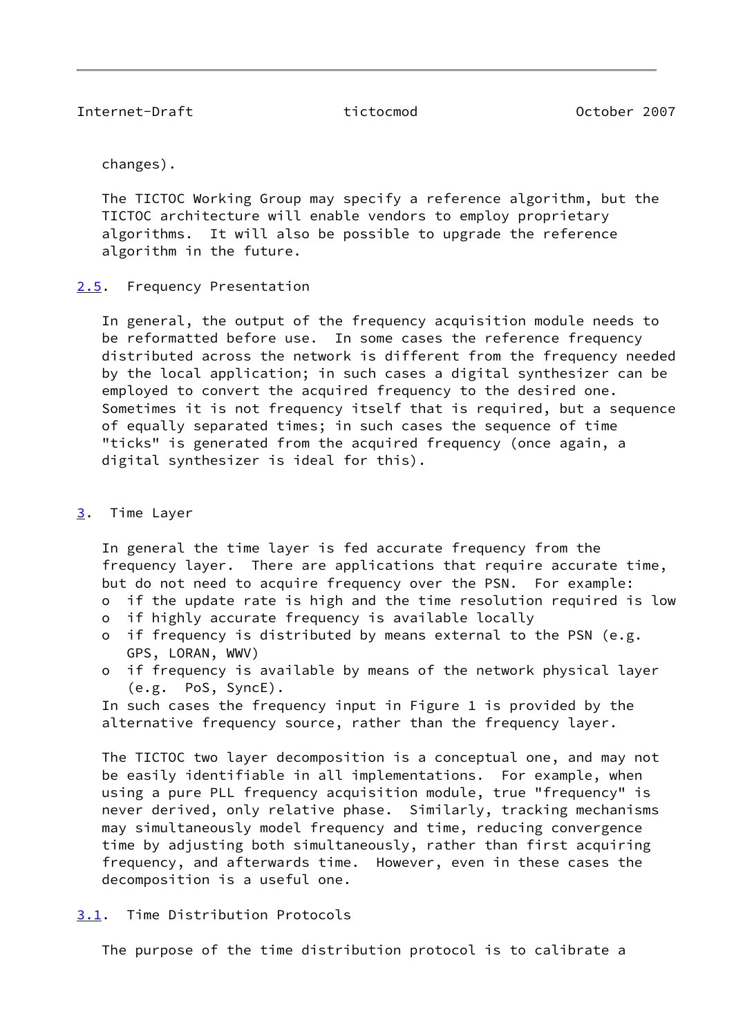changes).

The TICTOC Working Group may specify a reference algorithm, but the TICTOC architecture will enable vendors to employ proprietary algorithms. It will also be possible to upgrade the reference algorithm in the future.

### 2.5. Frequency Presentation

In general, the output of the frequency acquisition module needs to be reformatted before use. In some cases the reference frequency distributed across the network is different from the frequency needed by the local application; in such cases a digital synthesizer can be employed to convert the acquired frequency to the desired one. Sometimes it is not frequency itself that is required, but a sequence of equally separated times; in such cases the sequence of time "ticks" is generated from the acquired frequency (once again, a digital synthesizer is ideal for this).

## 3. Time Layer

In general the time layer is fed accurate frequency from the frequency layer. There are applications that require accurate time, but do not need to acquire frequency over the PSN. For example:

- if the update rate is high and the time resolution required is low
- if highly accurate frequency is available locally
- if frequency is distributed by means external to the PSN (e.g. GPS, LORAN, WWV)
- if frequency is available by means of the network physical layer (e.g. PoS, SyncE).

In such cases the frequency input in Figure 1 is provided by the alternative frequency source, rather than the frequency layer.

The TICTOC two layer decomposition is a conceptual one, and may not be easily identifiable in all implementations. For example, when using a pure PLL frequency acquisition module, true "frequency" is never derived, only relative phase. Similarly, tracking mechanisms may simultaneously model frequency and time, reducing convergence time by adjusting both simultaneously, rather than first acquiring frequency, and afterwards time. However, even in these cases the decomposition is a useful one.

### 3.1. Time Distribution Protocols

The purpose of the time distribution protocol is to calibrate a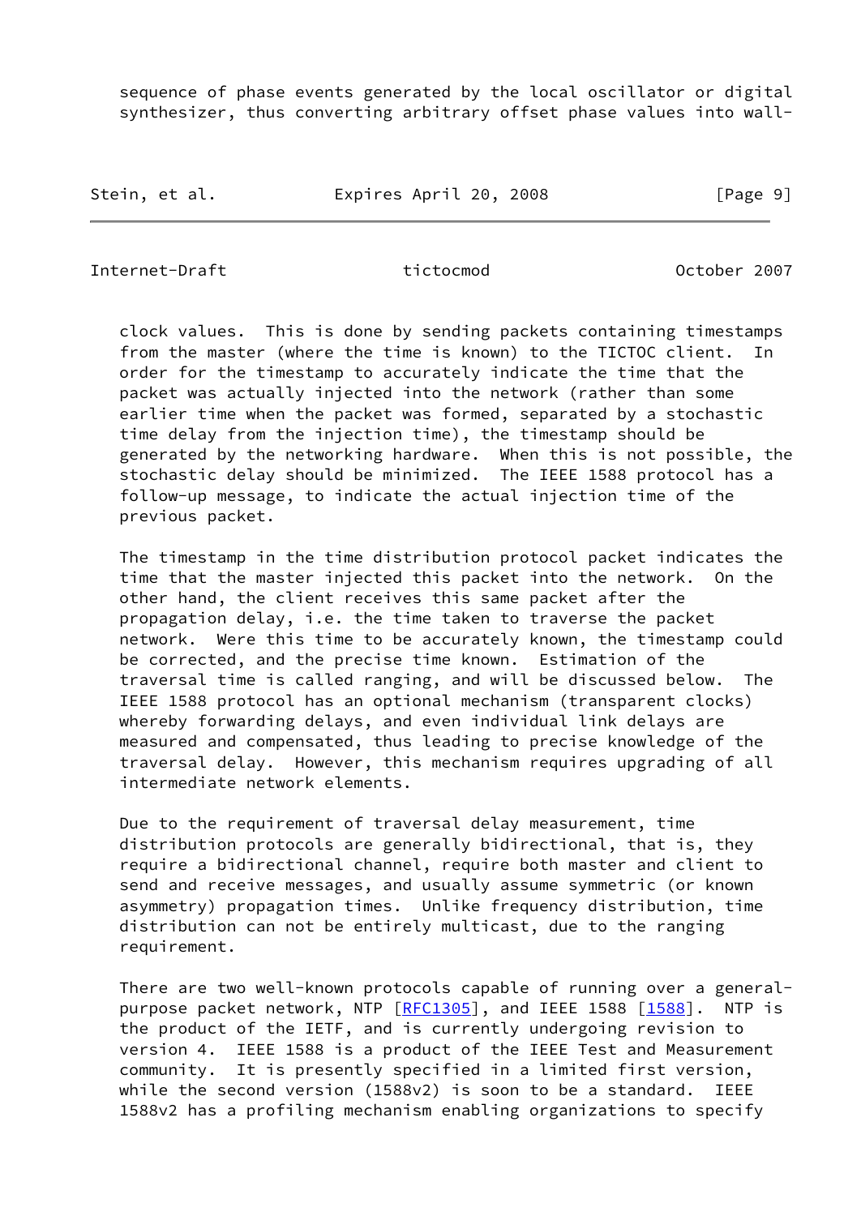sequence of phase events generated by the local oscillator or digital synthesizer, thus converting arbitrary offset phase values into wall-clock values. This is done by sending packets containing timestamps from the master (where the time is known) to the TICTOC client. In order for the timestamp to accurately indicate the time that the packet was actually injected into the network (rather than some earlier time when the packet was formed, separated by a stochastic time delay from the injection time), the timestamp should be generated by the networking hardware. When this is not possible, the stochastic delay should be minimized. The IEEE 1588 protocol has a follow-up message, to indicate the actual injection time of the previous packet.

The timestamp in the time distribution protocol packet indicates the time that the master injected this packet into the network. On the other hand, the client receives this same packet after the propagation delay, i.e. the time taken to traverse the packet network. Were this time to be accurately known, the timestamp could be corrected, and the precise time known. Estimation of the traversal time is called ranging, and will be discussed below. The IEEE 1588 protocol has an optional mechanism (transparent clocks) whereby forwarding delays, and even individual link delays are measured and compensated, thus leading to precise knowledge of the traversal delay. However, this mechanism requires upgrading of all intermediate network elements.

Due to the requirement of traversal delay measurement, time distribution protocols are generally bidirectional, that is, they require a bidirectional channel, require both master and client to send and receive messages, and usually assume symmetric (or known asymmetry) propagation times. Unlike frequency distribution, time distribution can not be entirely multicast, due to the ranging requirement.

There are two well-known protocols capable of running over a general-purpose packet network, NTP [RFC1305], and IEEE 1588 [1588]. NTP is the product of the IETF, and is currently undergoing revision to version 4. IEEE 1588 is a product of the IEEE Test and Measurement community. It is presently specified in a limited first version, while the second version (1588v2) is soon to be a standard. IEEE 1588v2 has a profiling mechanism enabling organizations to specify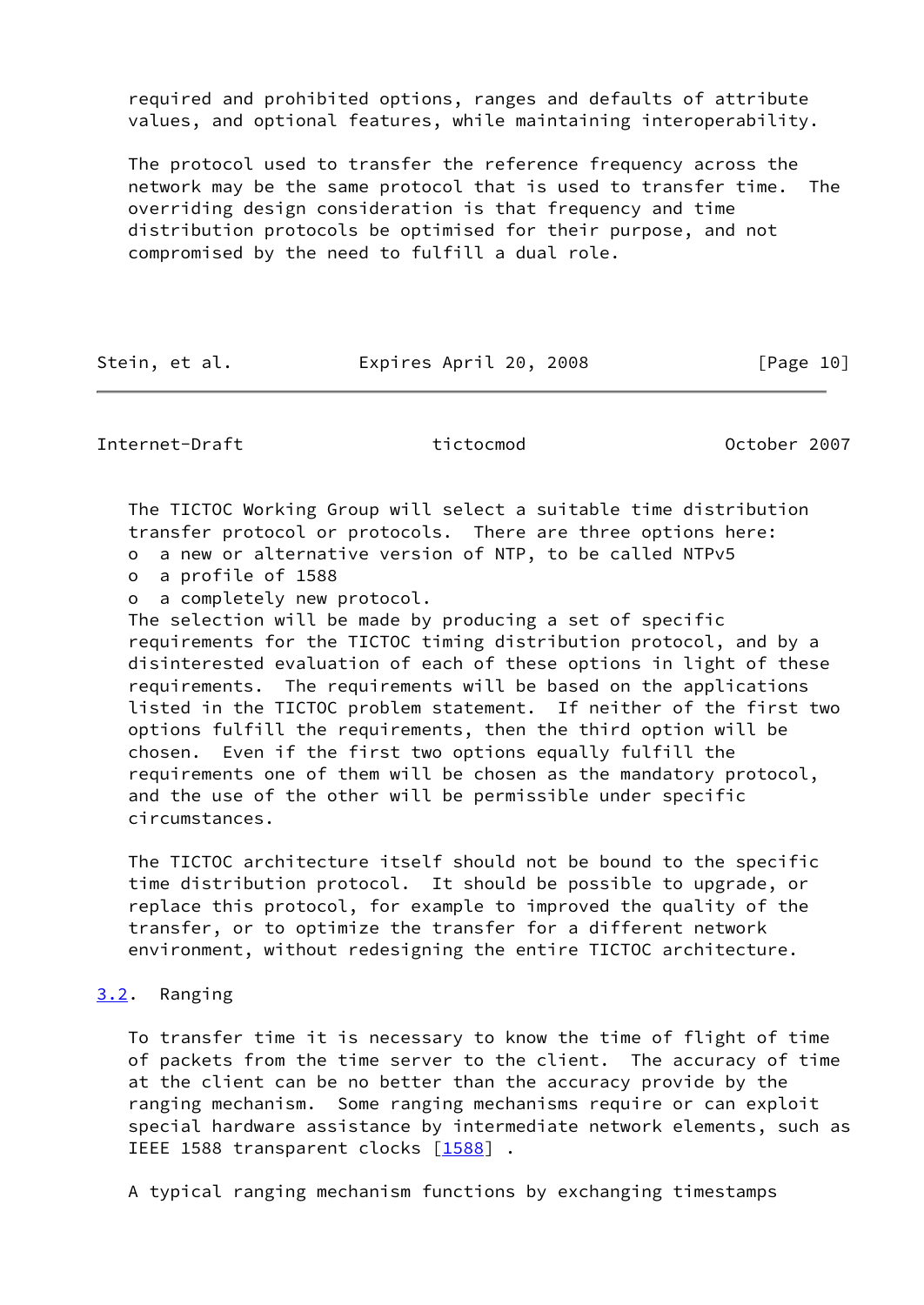required and prohibited options, ranges and defaults of attribute values, and optional features, while maintaining interoperability.

The protocol used to transfer the reference frequency across the network may be the same protocol that is used to transfer time. The overriding design consideration is that frequency and time distribution protocols be optimised for their purpose, and not compromised by the need to fulfill a dual role.

The TICTOC Working Group will select a suitable time distribution transfer protocol or protocols. There are three options here:

- a new or alternative version of NTP, to be called NTPv5
- a profile of 1588
- a completely new protocol.

The selection will be made by producing a set of specific requirements for the TICTOC timing distribution protocol, and by a disinterested evaluation of each of these options in light of these requirements. The requirements will be based on the applications listed in the TICTOC problem statement. If neither of the first two options fulfill the requirements, then the third option will be chosen. Even if the first two options equally fulfill the requirements one of them will be chosen as the mandatory protocol, and the use of the other will be permissible under specific circumstances.

The TICTOC architecture itself should not be bound to the specific time distribution protocol. It should be possible to upgrade, or replace this protocol, for example to improved the quality of the transfer, or to optimize the transfer for a different network environment, without redesigning the entire TICTOC architecture.

### 3.2. Ranging

To transfer time it is necessary to know the time of flight of time of packets from the time server to the client. The accuracy of time at the client can be no better than the accuracy provide by the ranging mechanism. Some ranging mechanisms require or can exploit special hardware assistance by intermediate network elements, such as IEEE 1588 transparent clocks [1588] .

A typical ranging mechanism functions by exchanging timestamps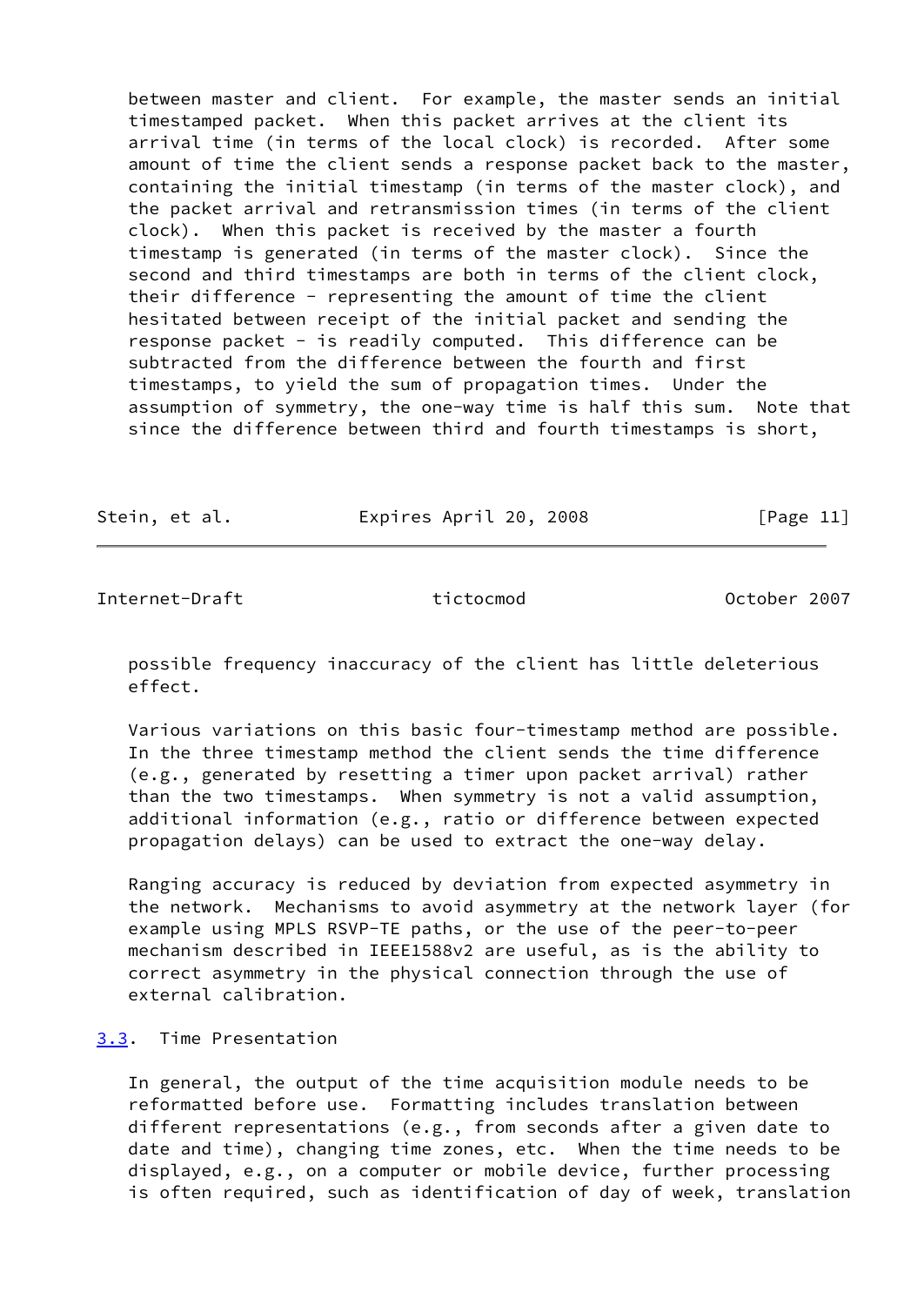between master and client. For example, the master sends an initial timestamped packet. When this packet arrives at the client its arrival time (in terms of the local clock) is recorded. After some amount of time the client sends a response packet back to the master, containing the initial timestamp (in terms of the master clock), and the packet arrival and retransmission times (in terms of the client clock). When this packet is received by the master a fourth timestamp is generated (in terms of the master clock). Since the second and third timestamps are both in terms of the client clock, their difference - representing the amount of time the client hesitated between receipt of the initial packet and sending the response packet - is readily computed. This difference can be subtracted from the difference between the fourth and first timestamps, to yield the sum of propagation times. Under the assumption of symmetry, the one-way time is half this sum. Note that since the difference between third and fourth timestamps is short, possible frequency inaccuracy of the client has little deleterious effect.

Various variations on this basic four-timestamp method are possible. In the three timestamp method the client sends the time difference (e.g., generated by resetting a timer upon packet arrival) rather than the two timestamps. When symmetry is not a valid assumption, additional information (e.g., ratio or difference between expected propagation delays) can be used to extract the one-way delay.

Ranging accuracy is reduced by deviation from expected asymmetry in the network. Mechanisms to avoid asymmetry at the network layer (for example using MPLS RSVP-TE paths, or the use of the peer-to-peer mechanism described in IEEE1588v2 are useful, as is the ability to correct asymmetry in the physical connection through the use of external calibration.

### 3.3. Time Presentation

In general, the output of the time acquisition module needs to be reformatted before use. Formatting includes translation between different representations (e.g., from seconds after a given date to date and time), changing time zones, etc. When the time needs to be displayed, e.g., on a computer or mobile device, further processing is often required, such as identification of day of week, translation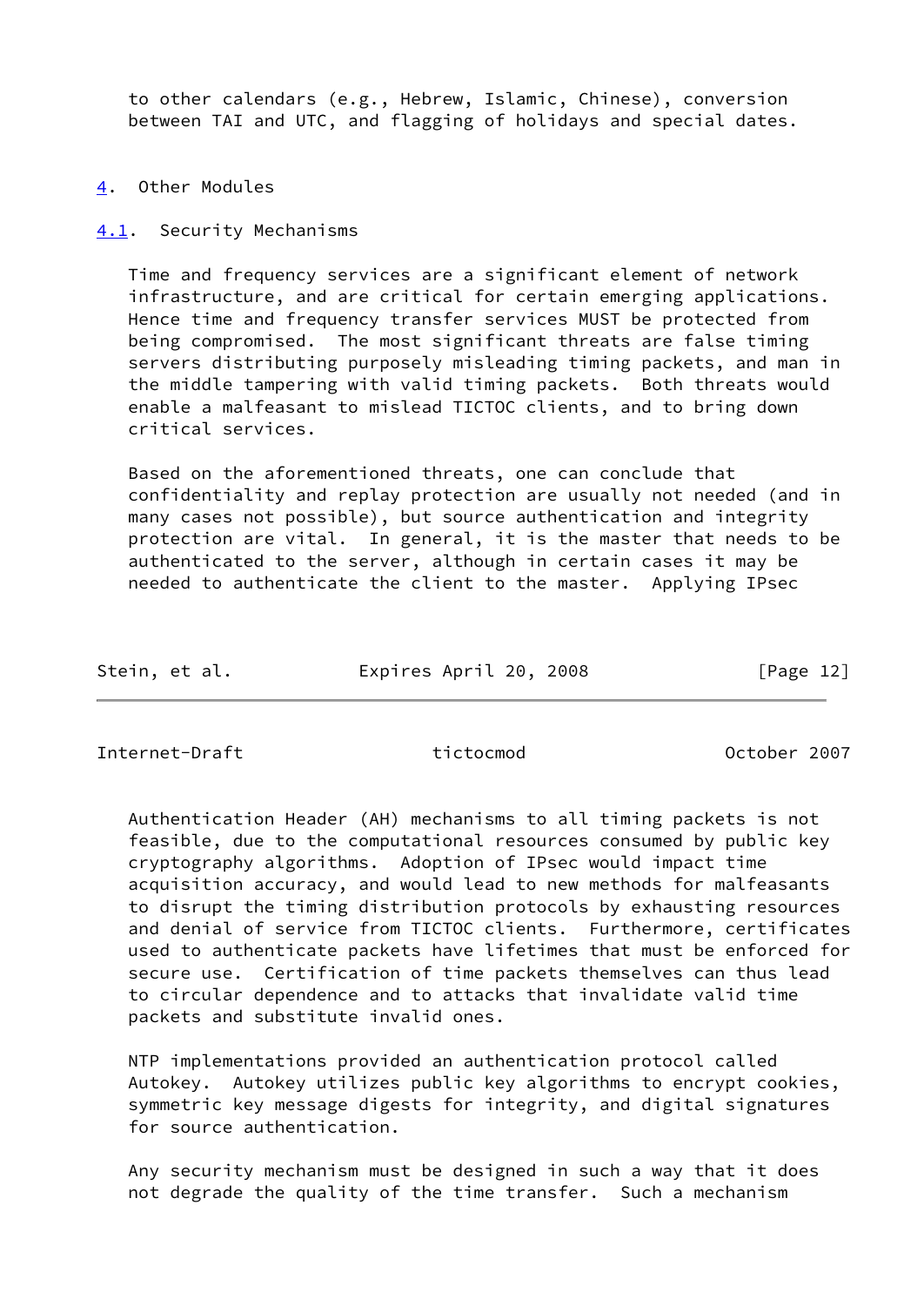to other calendars (e.g., Hebrew, Islamic, Chinese), conversion between TAI and UTC, and flagging of holidays and special dates.

# 4. Other Modules

## 4.1. Security Mechanisms

Time and frequency services are a significant element of network infrastructure, and are critical for certain emerging applications. Hence time and frequency transfer services MUST be protected from being compromised. The most significant threats are false timing servers distributing purposely misleading timing packets, and man in the middle tampering with valid timing packets. Both threats would enable a malfeasant to mislead TICTOC clients, and to bring down critical services.

Based on the aforementioned threats, one can conclude that confidentiality and replay protection are usually not needed (and in many cases not possible), but source authentication and integrity protection are vital. In general, it is the master that needs to be authenticated to the server, although in certain cases it may be needed to authenticate the client to the master. Applying IPsec Authentication Header (AH) mechanisms to all timing packets is not feasible, due to the computational resources consumed by public key cryptography algorithms. Adoption of IPsec would impact time acquisition accuracy, and would lead to new methods for malfeasants to disrupt the timing distribution protocols by exhausting resources and denial of service from TICTOC clients. Furthermore, certificates used to authenticate packets have lifetimes that must be enforced for secure use. Certification of time packets themselves can thus lead to circular dependence and to attacks that invalidate valid time packets and substitute invalid ones.

NTP implementations provided an authentication protocol called Autokey. Autokey utilizes public key algorithms to encrypt cookies, symmetric key message digests for integrity, and digital signatures for source authentication.

Any security mechanism must be designed in such a way that it does not degrade the quality of the time transfer. Such a mechanism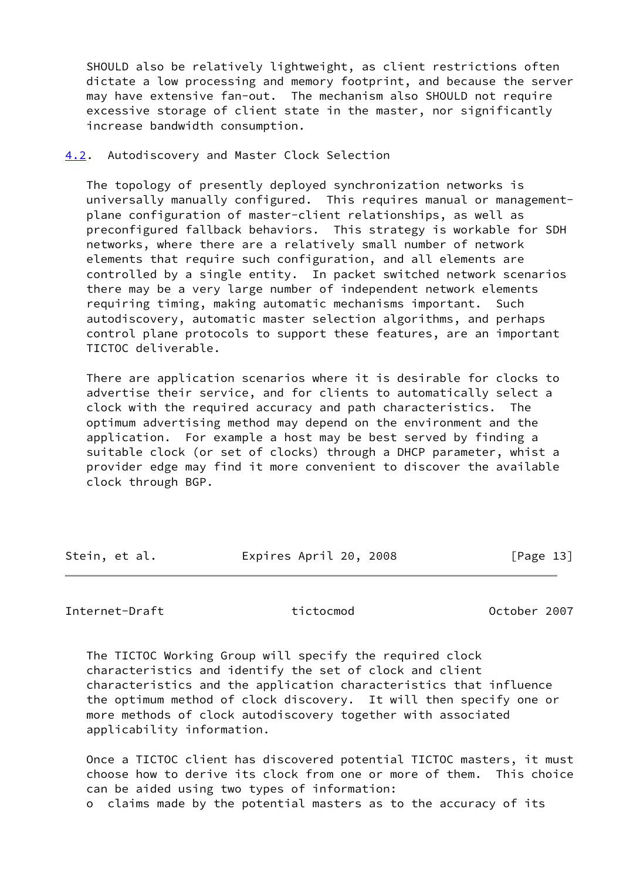SHOULD also be relatively lightweight, as client restrictions often dictate a low processing and memory footprint, and because the server may have extensive fan-out. The mechanism also SHOULD not require excessive storage of client state in the master, nor significantly increase bandwidth consumption.

## 4.2. Autodiscovery and Master Clock Selection

The topology of presently deployed synchronization networks is universally manually configured. This requires manual or management-plane configuration of master-client relationships, as well as preconfigured fallback behaviors. This strategy is workable for SDH networks, where there are a relatively small number of network elements that require such configuration, and all elements are controlled by a single entity. In packet switched network scenarios there may be a very large number of independent network elements requiring timing, making automatic mechanisms important. Such autodiscovery, automatic master selection algorithms, and perhaps control plane protocols to support these features, are an important TICTOC deliverable.

There are application scenarios where it is desirable for clocks to advertise their service, and for clients to automatically select a clock with the required accuracy and path characteristics. The optimum advertising method may depend on the environment and the application. For example a host may be best served by finding a suitable clock (or set of clocks) through a DHCP parameter, whist a provider edge may find it more convenient to discover the available clock through BGP.

The TICTOC Working Group will specify the required clock characteristics and identify the set of clock and client characteristics and the application characteristics that influence the optimum method of clock discovery. It will then specify one or more methods of clock autodiscovery together with associated applicability information.

Once a TICTOC client has discovered potential TICTOC masters, it must choose how to derive its clock from one or more of them. This choice can be aided using two types of information:

- claims made by the potential masters as to the accuracy of its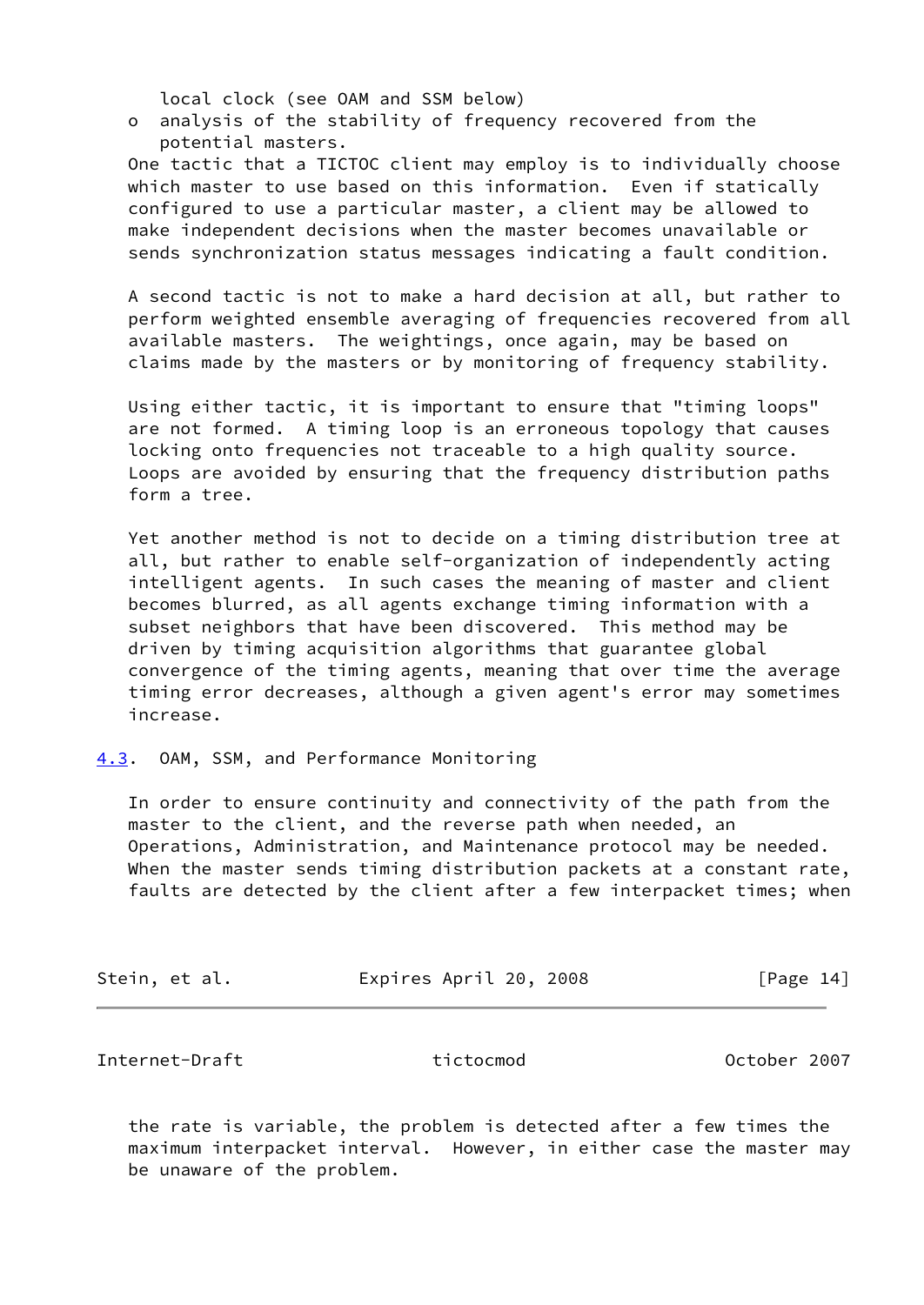local clock (see OAM and SSM below)

- analysis of the stability of frequency recovered from the potential masters.

One tactic that a TICTOC client may employ is to individually choose which master to use based on this information. Even if statically configured to use a particular master, a client may be allowed to make independent decisions when the master becomes unavailable or sends synchronization status messages indicating a fault condition.

A second tactic is not to make a hard decision at all, but rather to perform weighted ensemble averaging of frequencies recovered from all available masters. The weightings, once again, may be based on claims made by the masters or by monitoring of frequency stability.

Using either tactic, it is important to ensure that "timing loops" are not formed. A timing loop is an erroneous topology that causes locking onto frequencies not traceable to a high quality source. Loops are avoided by ensuring that the frequency distribution paths form a tree.

Yet another method is not to decide on a timing distribution tree at all, but rather to enable self-organization of independently acting intelligent agents. In such cases the meaning of master and client becomes blurred, as all agents exchange timing information with a subset neighbors that have been discovered. This method may be driven by timing acquisition algorithms that guarantee global convergence of the timing agents, meaning that over time the average timing error decreases, although a given agent's error may sometimes increase.

### 4.3. OAM, SSM, and Performance Monitoring

In order to ensure continuity and connectivity of the path from the master to the client, and the reverse path when needed, an Operations, Administration, and Maintenance protocol may be needed. When the master sends timing distribution packets at a constant rate, faults are detected by the client after a few interpacket times; when the rate is variable, the problem is detected after a few times the maximum interpacket interval. However, in either case the master may be unaware of the problem.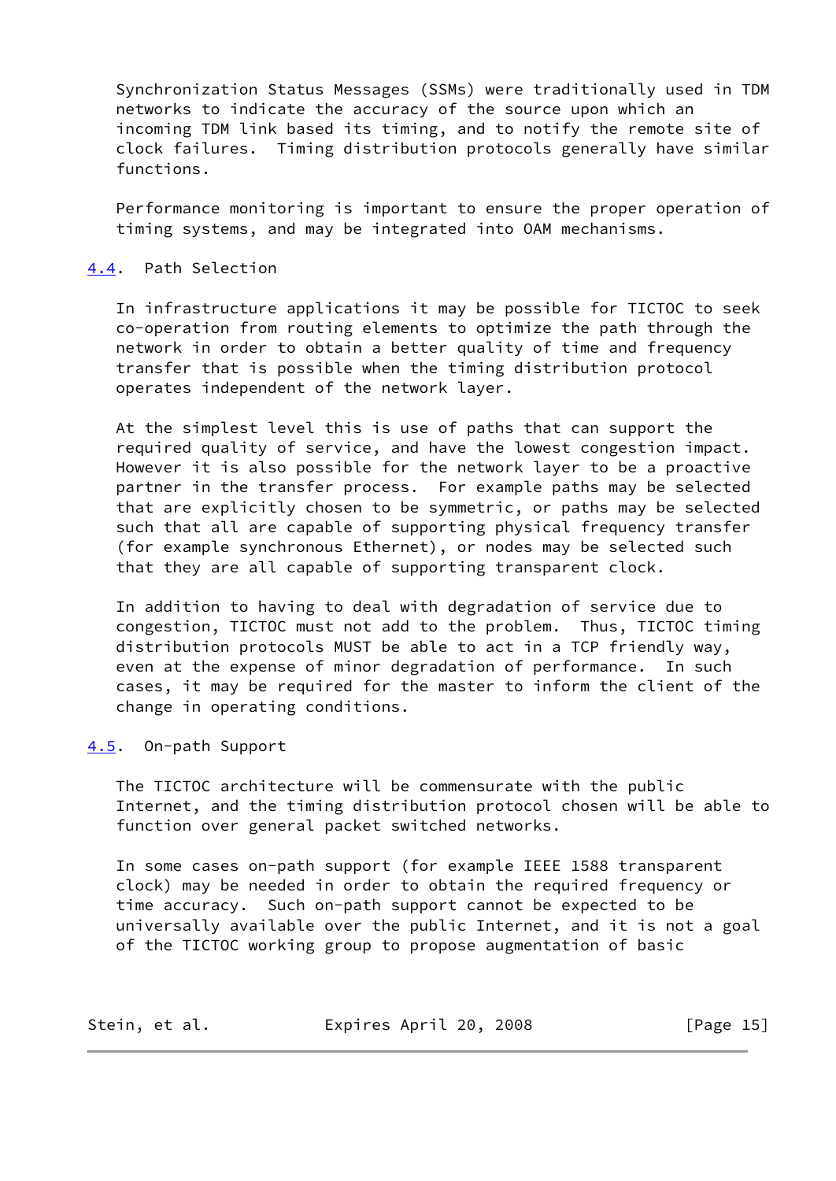Synchronization Status Messages (SSMs) were traditionally used in TDM networks to indicate the accuracy of the source upon which an incoming TDM link based its timing, and to notify the remote site of clock failures. Timing distribution protocols generally have similar functions.

Performance monitoring is important to ensure the proper operation of timing systems, and may be integrated into OAM mechanisms.

### 4.4. Path Selection

In infrastructure applications it may be possible for TICTOC to seek co-operation from routing elements to optimize the path through the network in order to obtain a better quality of time and frequency transfer that is possible when the timing distribution protocol operates independent of the network layer.

At the simplest level this is use of paths that can support the required quality of service, and have the lowest congestion impact. However it is also possible for the network layer to be a proactive partner in the transfer process. For example paths may be selected that are explicitly chosen to be symmetric, or paths may be selected such that all are capable of supporting physical frequency transfer (for example synchronous Ethernet), or nodes may be selected such that they are all capable of supporting transparent clock.

In addition to having to deal with degradation of service due to congestion, TICTOC must not add to the problem. Thus, TICTOC timing distribution protocols MUST be able to act in a TCP friendly way, even at the expense of minor degradation of performance. In such cases, it may be required for the master to inform the client of the change in operating conditions.

### 4.5. On-path Support

The TICTOC architecture will be commensurate with the public Internet, and the timing distribution protocol chosen will be able to function over general packet switched networks.

In some cases on-path support (for example IEEE 1588 transparent clock) may be needed in order to obtain the required frequency or time accuracy. Such on-path support cannot be expected to be universally available over the public Internet, and it is not a goal of the TICTOC working group to propose augmentation of basic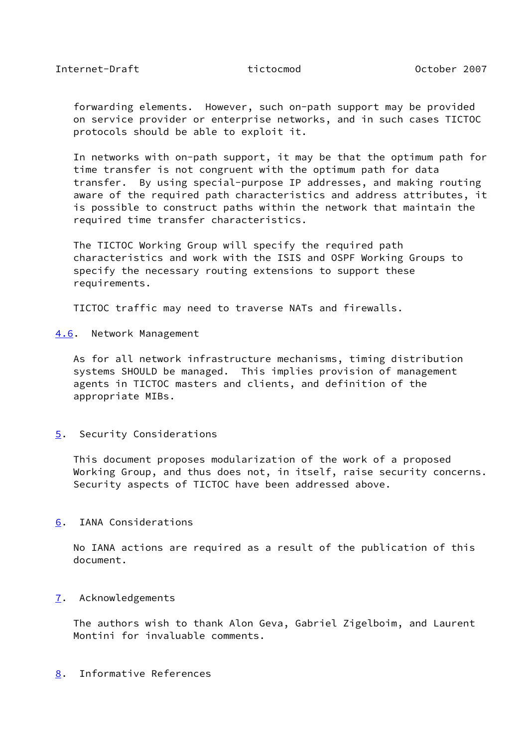forwarding elements.  However, such on-path support may be provided on service provider or enterprise networks, and in such cases TICTOC protocols should be able to exploit it.

In networks with on-path support, it may be that the optimum path for time transfer is not congruent with the optimum path for data transfer.  By using special-purpose IP addresses, and making routing aware of the required path characteristics and address attributes, it is possible to construct paths within the network that maintain the required time transfer characteristics.

The TICTOC Working Group will specify the required path characteristics and work with the ISIS and OSPF Working Groups to specify the necessary routing extensions to support these requirements.

TICTOC traffic may need to traverse NATs and firewalls.

### 4.6. Network Management

As for all network infrastructure mechanisms, timing distribution systems SHOULD be managed.  This implies provision of management agents in TICTOC masters and clients, and definition of the appropriate MIBs.

## 5. Security Considerations

This document proposes modularization of the work of a proposed Working Group, and thus does not, in itself, raise security concerns. Security aspects of TICTOC have been addressed above.

## 6. IANA Considerations

No IANA actions are required as a result of the publication of this document.

## 7. Acknowledgements

The authors wish to thank Alon Geva, Gabriel Zigelboim, and Laurent Montini for invaluable comments.

## 8. Informative References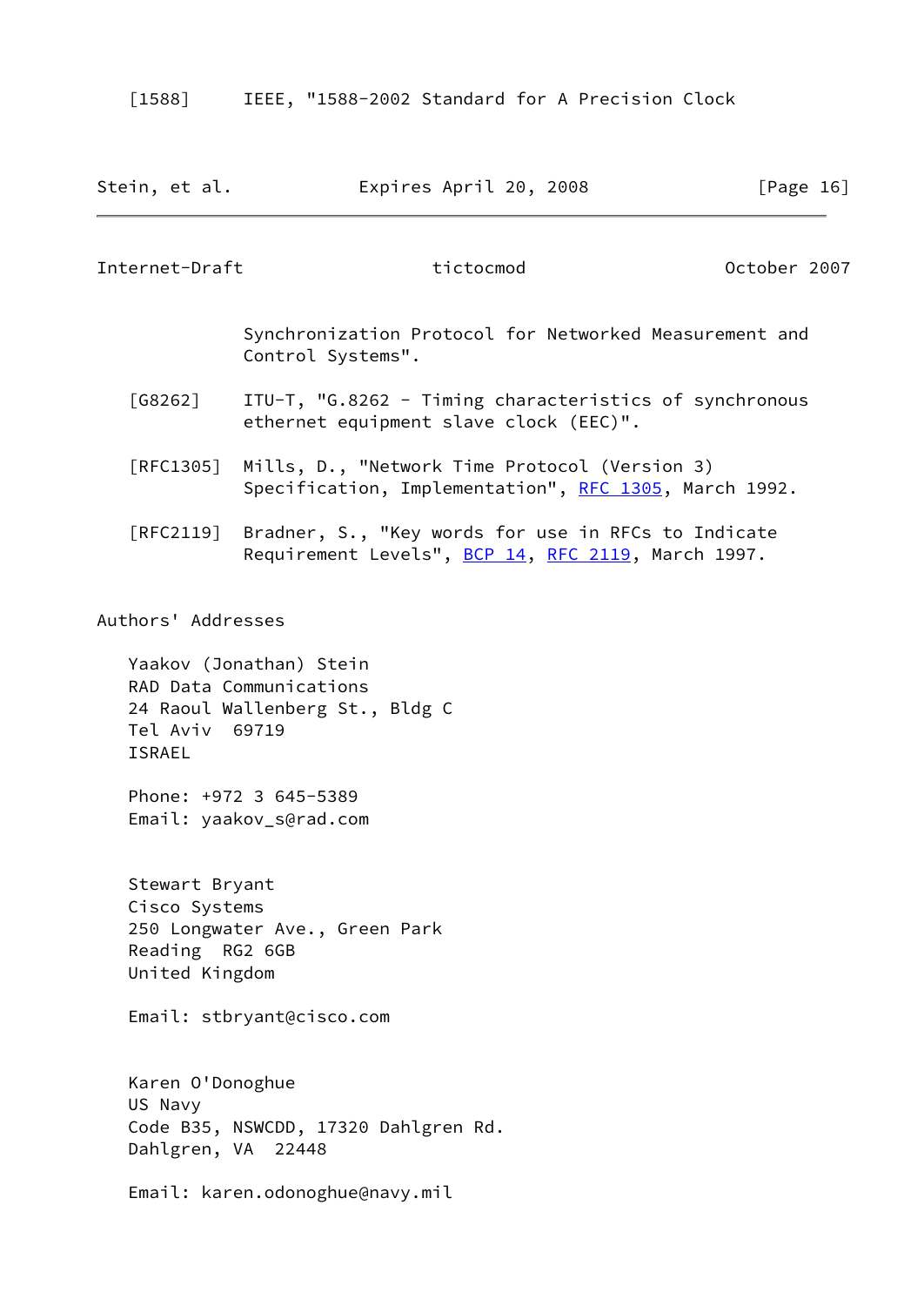[1588] IEEE, "1588-2002 Standard for A Precision Clock Synchronization Protocol for Networked Measurement and Control Systems".

[G8262] ITU-T, "G.8262 - Timing characteristics of synchronous ethernet equipment slave clock (EEC)".

[RFC1305] Mills, D., "Network Time Protocol (Version 3) Specification, Implementation", RFC 1305, March 1992.

[RFC2119] Bradner, S., "Key words for use in RFCs to Indicate Requirement Levels", BCP 14, RFC 2119, March 1997.

## Authors' Addresses

Yaakov (Jonathan) Stein
RAD Data Communications
24 Raoul Wallenberg St., Bldg C
Tel Aviv 69719
ISRAEL

Phone: +972 3 645-5389
Email: yaakov_s@rad.com

Stewart Bryant
Cisco Systems
250 Longwater Ave., Green Park
Reading RG2 6GB
United Kingdom

Email: stbryant@cisco.com

Karen O'Donoghue
US Navy
Code B35, NSWCDD, 17320 Dahlgren Rd.
Dahlgren, VA 22448

Email: karen.odonoghue@navy.mil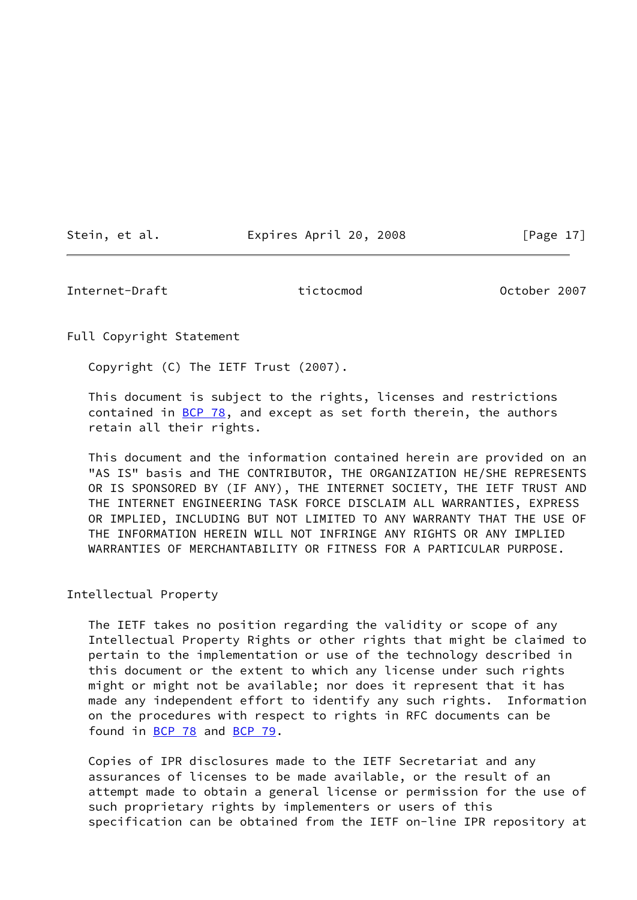## Full Copyright Statement

Copyright (C) The IETF Trust (2007).

This document is subject to the rights, licenses and restrictions contained in BCP 78, and except as set forth therein, the authors retain all their rights.

This document and the information contained herein are provided on an "AS IS" basis and THE CONTRIBUTOR, THE ORGANIZATION HE/SHE REPRESENTS OR IS SPONSORED BY (IF ANY), THE INTERNET SOCIETY, THE IETF TRUST AND THE INTERNET ENGINEERING TASK FORCE DISCLAIM ALL WARRANTIES, EXPRESS OR IMPLIED, INCLUDING BUT NOT LIMITED TO ANY WARRANTY THAT THE USE OF THE INFORMATION HEREIN WILL NOT INFRINGE ANY RIGHTS OR ANY IMPLIED WARRANTIES OF MERCHANTABILITY OR FITNESS FOR A PARTICULAR PURPOSE.

## Intellectual Property

The IETF takes no position regarding the validity or scope of any Intellectual Property Rights or other rights that might be claimed to pertain to the implementation or use of the technology described in this document or the extent to which any license under such rights might or might not be available; nor does it represent that it has made any independent effort to identify any such rights. Information on the procedures with respect to rights in RFC documents can be found in BCP 78 and BCP 79.

Copies of IPR disclosures made to the IETF Secretariat and any assurances of licenses to be made available, or the result of an attempt made to obtain a general license or permission for the use of such proprietary rights by implementers or users of this specification can be obtained from the IETF on-line IPR repository at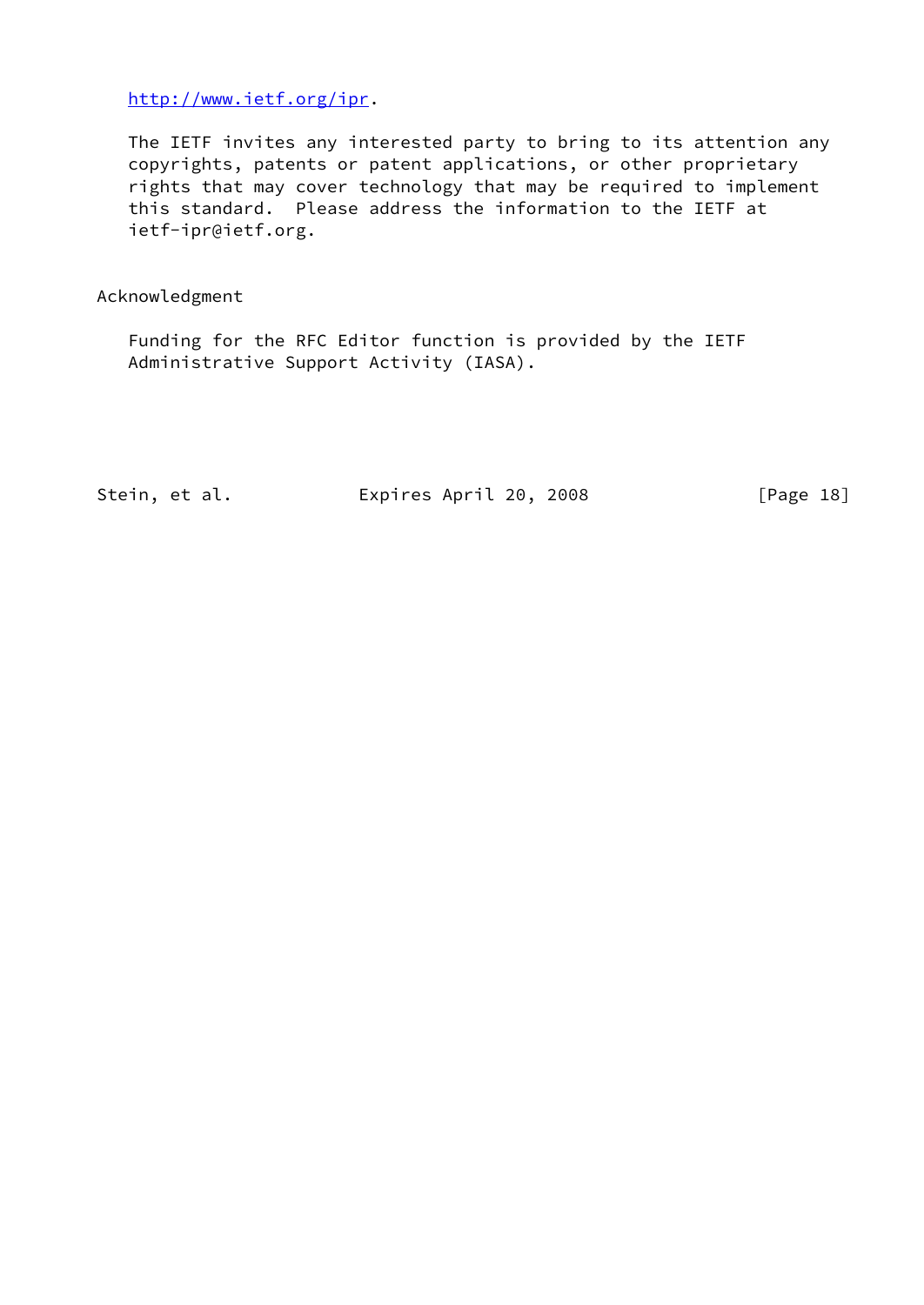http://www.ietf.org/ipr.

The IETF invites any interested party to bring to its attention any copyrights, patents or patent applications, or other proprietary rights that may cover technology that may be required to implement this standard. Please address the information to the IETF at ietf-ipr@ietf.org.

## Acknowledgment

Funding for the RFC Editor function is provided by the IETF Administrative Support Activity (IASA).